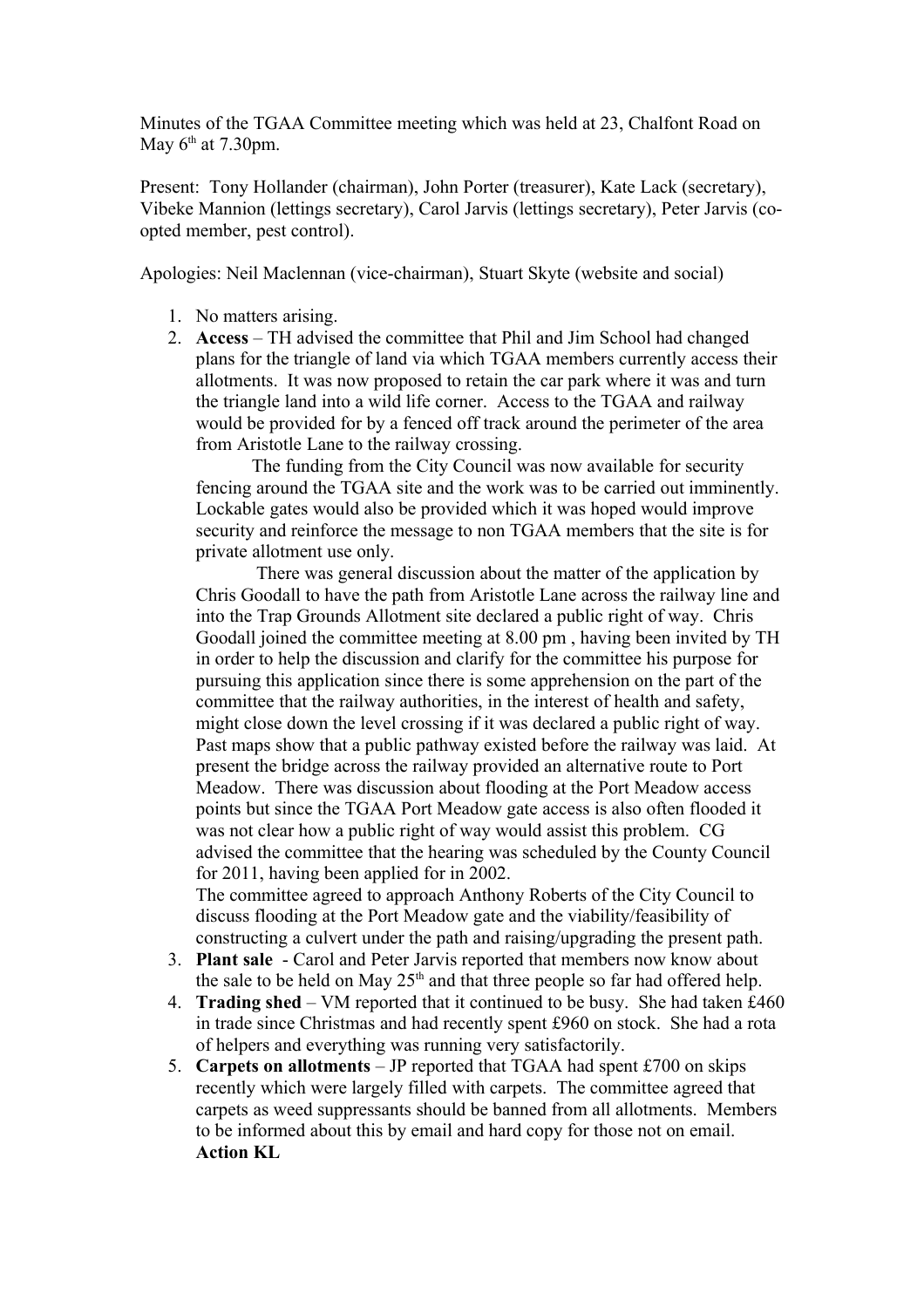Minutes of the TGAA Committee meeting which was held at 23, Chalfont Road on May 6th at 7.30pm.

Present: Tony Hollander (chairman), John Porter (treasurer), Kate Lack (secretary), Vibeke Mannion (lettings secretary), Carol Jarvis (lettings secretary), Peter Jarvis (co-opted member, pest control).

Apologies: Neil Maclennan (vice-chairman), Stuart Skyte (website and social)

1. No matters arising.
2. **Access** – TH advised the committee that Phil and Jim School had changed plans for the triangle of land via which TGAA members currently access their allotments. It was now proposed to retain the car park where it was and turn the triangle land into a wild life corner. Access to the TGAA and railway would be provided for by a fenced off track around the perimeter of the area from Aristotle Lane to the railway crossing.

   The funding from the City Council was now available for security fencing around the TGAA site and the work was to be carried out imminently. Lockable gates would also be provided which it was hoped would improve security and reinforce the message to non TGAA members that the site is for private allotment use only.

   There was general discussion about the matter of the application by Chris Goodall to have the path from Aristotle Lane across the railway line and into the Trap Grounds Allotment site declared a public right of way. Chris Goodall joined the committee meeting at 8.00 pm , having been invited by TH in order to help the discussion and clarify for the committee his purpose for pursuing this application since there is some apprehension on the part of the committee that the railway authorities, in the interest of health and safety, might close down the level crossing if it was declared a public right of way. Past maps show that a public pathway existed before the railway was laid. At present the bridge across the railway provided an alternative route to Port Meadow. There was discussion about flooding at the Port Meadow access points but since the TGAA Port Meadow gate access is also often flooded it was not clear how a public right of way would assist this problem. CG advised the committee that the hearing was scheduled by the County Council for 2011, having been applied for in 2002.

   The committee agreed to approach Anthony Roberts of the City Council to discuss flooding at the Port Meadow gate and the viability/feasibility of constructing a culvert under the path and raising/upgrading the present path.
3. **Plant sale** - Carol and Peter Jarvis reported that members now know about the sale to be held on May 25th and that three people so far had offered help.
4. **Trading shed** – VM reported that it continued to be busy. She had taken £460 in trade since Christmas and had recently spent £960 on stock. She had a rota of helpers and everything was running very satisfactorily.
5. **Carpets on allotments** – JP reported that TGAA had spent £700 on skips recently which were largely filled with carpets. The committee agreed that carpets as weed suppressants should be banned from all allotments. Members to be informed about this by email and hard copy for those not on email.
   **Action KL**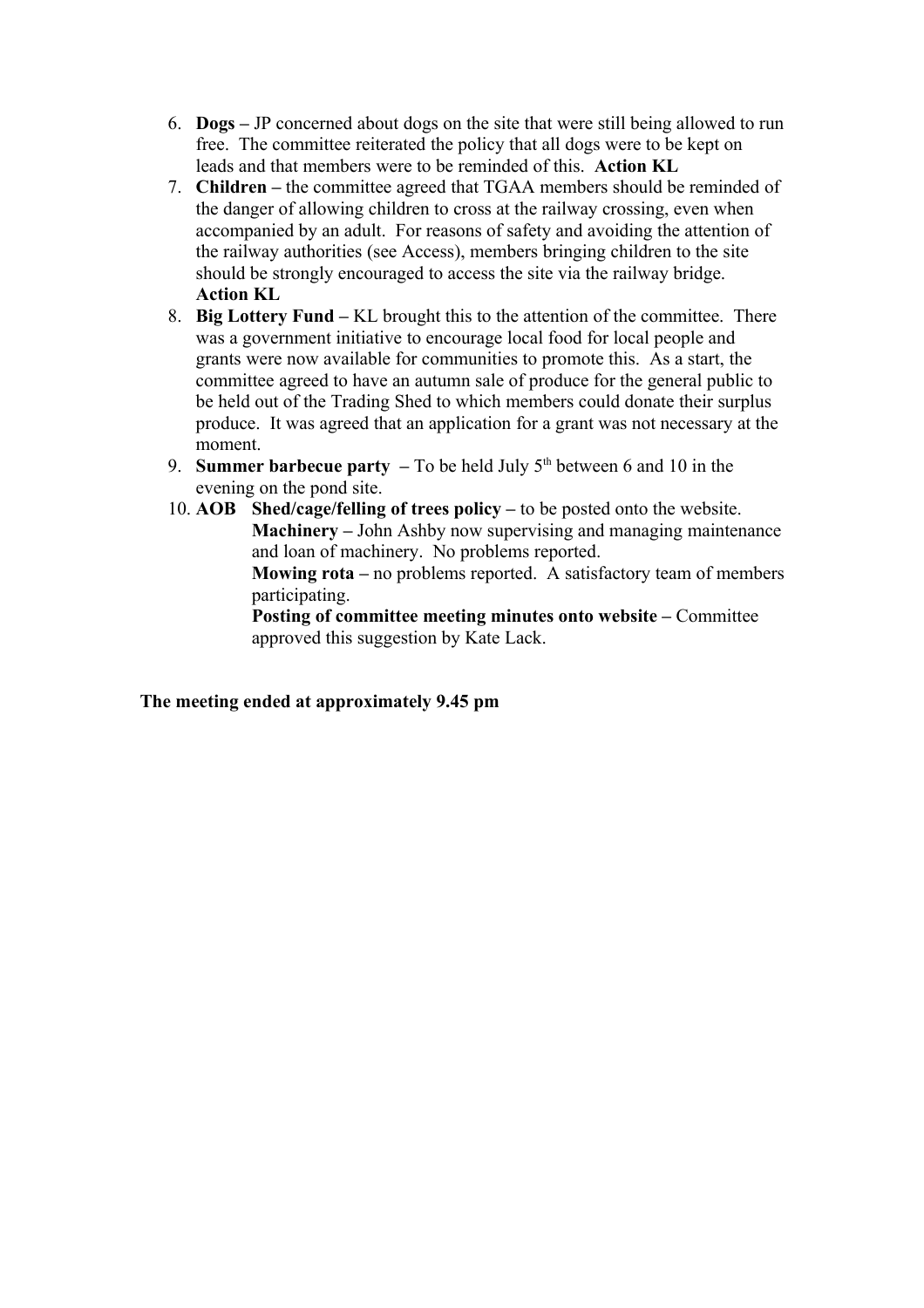6. **Dogs –** JP concerned about dogs on the site that were still being allowed to run free. The committee reiterated the policy that all dogs were to be kept on leads and that members were to be reminded of this. **Action KL**
7. **Children –** the committee agreed that TGAA members should be reminded of the danger of allowing children to cross at the railway crossing, even when accompanied by an adult. For reasons of safety and avoiding the attention of the railway authorities (see Access), members bringing children to the site should be strongly encouraged to access the site via the railway bridge. **Action KL**
8. **Big Lottery Fund –** KL brought this to the attention of the committee. There was a government initiative to encourage local food for local people and grants were now available for communities to promote this. As a start, the committee agreed to have an autumn sale of produce for the general public to be held out of the Trading Shed to which members could donate their surplus produce. It was agreed that an application for a grant was not necessary at the moment.
9. **Summer barbecue party –** To be held July 5th between 6 and 10 in the evening on the pond site.
10. **AOB** **Shed/cage/felling of trees policy –** to be posted onto the website.
    **Machinery –** John Ashby now supervising and managing maintenance and loan of machinery. No problems reported.
    **Mowing rota –** no problems reported. A satisfactory team of members participating.
    **Posting of committee meeting minutes onto website –** Committee approved this suggestion by Kate Lack.

**The meeting ended at approximately 9.45 pm**